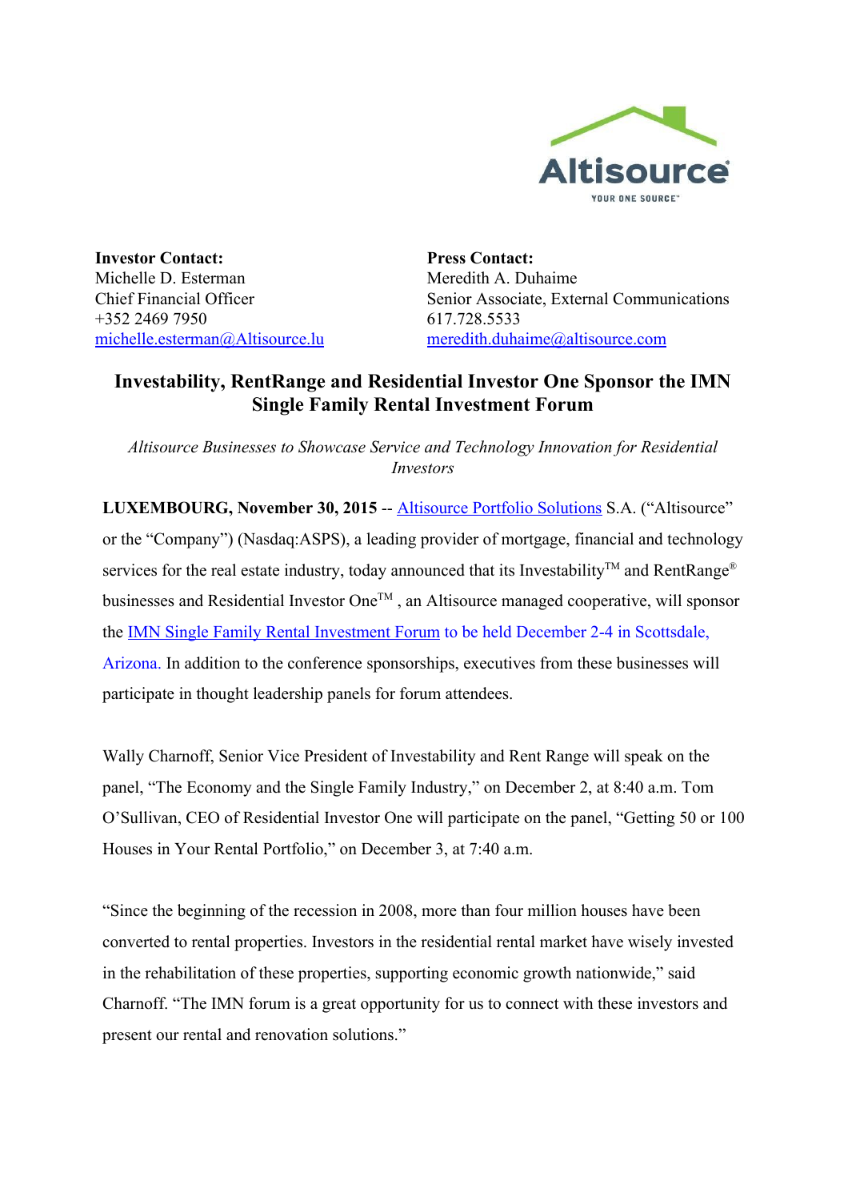**Investor Contact:**
Michelle D. Esterman
Chief Financial Officer
+352 2469 7950
michelle.esterman@Altisource.lu

**Press Contact:**
Meredith A. Duhaime
Senior Associate, External Communications
617.728.5533
meredith.duhaime@altisource.com

# Investability, RentRange and Residential Investor One Sponsor the IMN Single Family Rental Investment Forum

*Altisource Businesses to Showcase Service and Technology Innovation for Residential Investors*

**LUXEMBOURG, November 30, 2015** -- Altisource Portfolio Solutions S.A. ("Altisource" or the "Company") (Nasdaq:ASPS), a leading provider of mortgage, financial and technology services for the real estate industry, today announced that its Investability™ and RentRange® businesses and Residential Investor One™ , an Altisource managed cooperative, will sponsor the IMN Single Family Rental Investment Forum to be held December 2-4 in Scottsdale, Arizona. In addition to the conference sponsorships, executives from these businesses will participate in thought leadership panels for forum attendees.

Wally Charnoff, Senior Vice President of Investability and Rent Range will speak on the panel, "The Economy and the Single Family Industry," on December 2, at 8:40 a.m. Tom O'Sullivan, CEO of Residential Investor One will participate on the panel, "Getting 50 or 100 Houses in Your Rental Portfolio," on December 3, at 7:40 a.m.

"Since the beginning of the recession in 2008, more than four million houses have been converted to rental properties. Investors in the residential rental market have wisely invested in the rehabilitation of these properties, supporting economic growth nationwide," said Charnoff. "The IMN forum is a great opportunity for us to connect with these investors and present our rental and renovation solutions."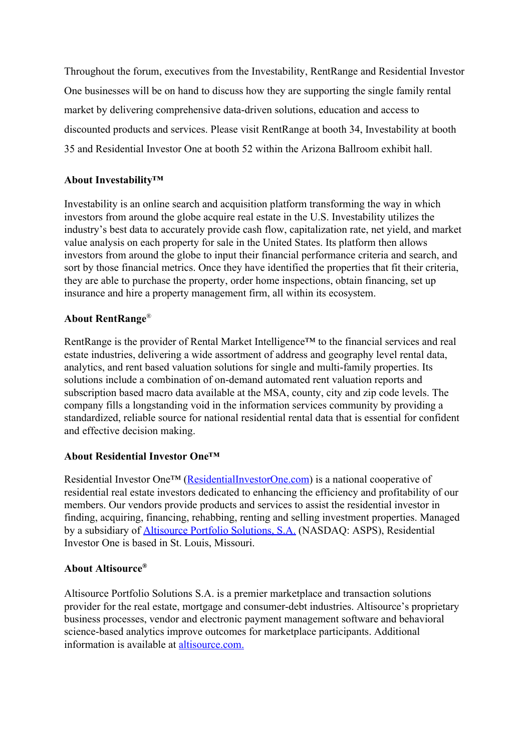Throughout the forum, executives from the Investability, RentRange and Residential Investor One businesses will be on hand to discuss how they are supporting the single family rental market by delivering comprehensive data-driven solutions, education and access to discounted products and services. Please visit RentRange at booth 34, Investability at booth 35 and Residential Investor One at booth 52 within the Arizona Ballroom exhibit hall.

**About Investability™**

Investability is an online search and acquisition platform transforming the way in which investors from around the globe acquire real estate in the U.S. Investability utilizes the industry's best data to accurately provide cash flow, capitalization rate, net yield, and market value analysis on each property for sale in the United States. Its platform then allows investors from around the globe to input their financial performance criteria and search, and sort by those financial metrics. Once they have identified the properties that fit their criteria, they are able to purchase the property, order home inspections, obtain financing, set up insurance and hire a property management firm, all within its ecosystem.

**About RentRange®**

RentRange is the provider of Rental Market Intelligence™ to the financial services and real estate industries, delivering a wide assortment of address and geography level rental data, analytics, and rent based valuation solutions for single and multi-family properties. Its solutions include a combination of on-demand automated rent valuation reports and subscription based macro data available at the MSA, county, city and zip code levels. The company fills a longstanding void in the information services community by providing a standardized, reliable source for national residential rental data that is essential for confident and effective decision making.

**About Residential Investor One™**

Residential Investor One™ ([ResidentialInvestorOne.com](ResidentialInvestorOne.com)) is a national cooperative of residential real estate investors dedicated to enhancing the efficiency and profitability of our members. Our vendors provide products and services to assist the residential investor in finding, acquiring, financing, rehabbing, renting and selling investment properties. Managed by a subsidiary of Altisource Portfolio Solutions, S.A. (NASDAQ: ASPS), Residential Investor One is based in St. Louis, Missouri.

**About Altisource®**

Altisource Portfolio Solutions S.A. is a premier marketplace and transaction solutions provider for the real estate, mortgage and consumer-debt industries. Altisource's proprietary business processes, vendor and electronic payment management software and behavioral science-based analytics improve outcomes for marketplace participants. Additional information is available at altisource.com.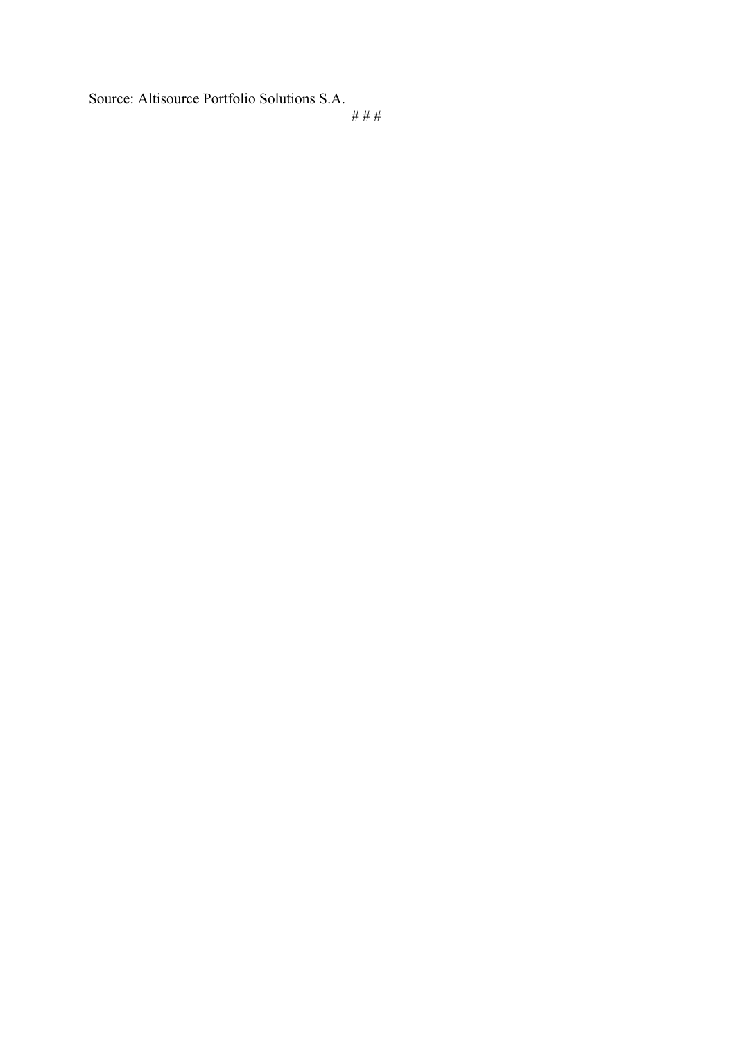Source: Altisource Portfolio Solutions S.A.

# # #